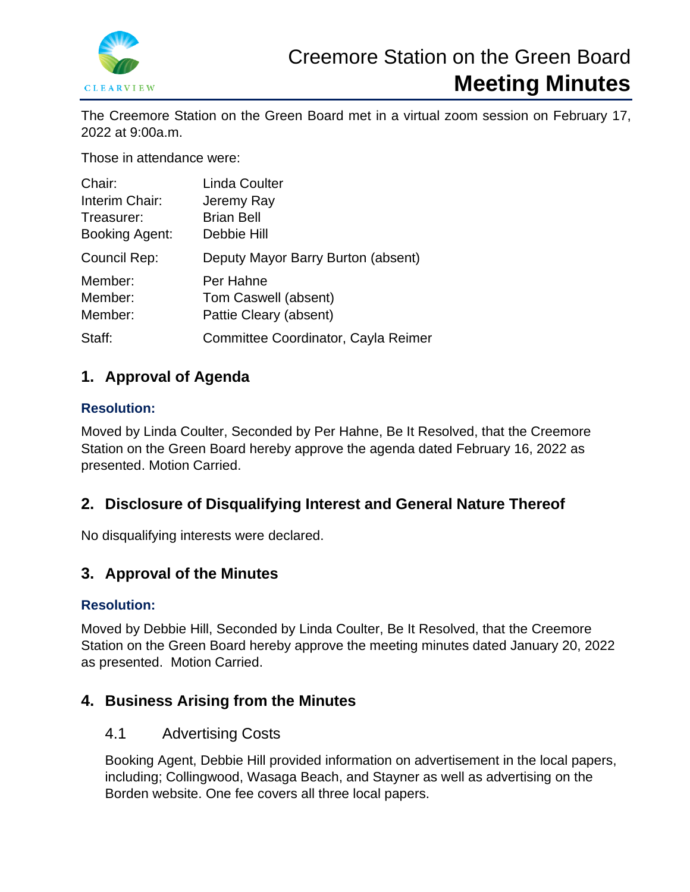# Creemore Station on the Green Board
# Meeting Minutes

The Creemore Station on the Green Board met in a virtual zoom session on February 17, 2022 at 9:00a.m.

Those in attendance were:

| | |
|---|---|
| Chair: | Linda Coulter |
| Interim Chair: | Jeremy Ray |
| Treasurer: | Brian Bell |
| Booking Agent: | Debbie Hill |
| Council Rep: | Deputy Mayor Barry Burton (absent) |
| Member: | Per Hahne |
| Member: | Tom Caswell (absent) |
| Member: | Pattie Cleary (absent) |
| Staff: | Committee Coordinator, Cayla Reimer |

## 1. Approval of Agenda

### Resolution:

Moved by Linda Coulter, Seconded by Per Hahne, Be It Resolved, that the Creemore Station on the Green Board hereby approve the agenda dated February 16, 2022 as presented. Motion Carried.

## 2. Disclosure of Disqualifying Interest and General Nature Thereof

No disqualifying interests were declared.

## 3. Approval of the Minutes

### Resolution:

Moved by Debbie Hill, Seconded by Linda Coulter, Be It Resolved, that the Creemore Station on the Green Board hereby approve the meeting minutes dated January 20, 2022 as presented. Motion Carried.

## 4. Business Arising from the Minutes

### 4.1 Advertising Costs

Booking Agent, Debbie Hill provided information on advertisement in the local papers, including; Collingwood, Wasaga Beach, and Stayner as well as advertising on the Borden website. One fee covers all three local papers.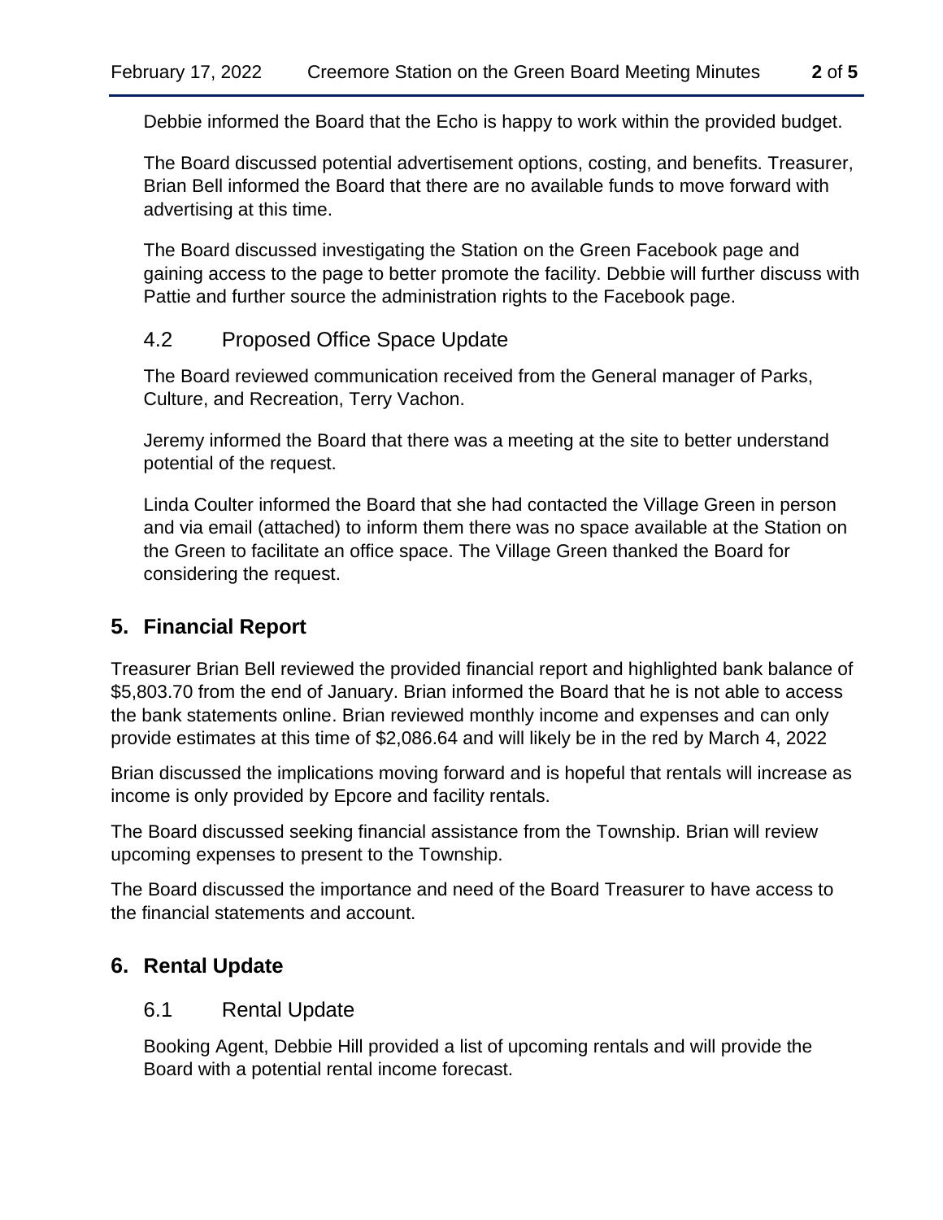Debbie informed the Board that the Echo is happy to work within the provided budget.

The Board discussed potential advertisement options, costing, and benefits. Treasurer, Brian Bell informed the Board that there are no available funds to move forward with advertising at this time.

The Board discussed investigating the Station on the Green Facebook page and gaining access to the page to better promote the facility. Debbie will further discuss with Pattie and further source the administration rights to the Facebook page.

### 4.2 Proposed Office Space Update

The Board reviewed communication received from the General manager of Parks, Culture, and Recreation, Terry Vachon.

Jeremy informed the Board that there was a meeting at the site to better understand potential of the request.

Linda Coulter informed the Board that she had contacted the Village Green in person and via email (attached) to inform them there was no space available at the Station on the Green to facilitate an office space. The Village Green thanked the Board for considering the request.

## 5. Financial Report

Treasurer Brian Bell reviewed the provided financial report and highlighted bank balance of $5,803.70 from the end of January. Brian informed the Board that he is not able to access the bank statements online. Brian reviewed monthly income and expenses and can only provide estimates at this time of $2,086.64 and will likely be in the red by March 4, 2022

Brian discussed the implications moving forward and is hopeful that rentals will increase as income is only provided by Epcore and facility rentals.

The Board discussed seeking financial assistance from the Township. Brian will review upcoming expenses to present to the Township.

The Board discussed the importance and need of the Board Treasurer to have access to the financial statements and account.

## 6. Rental Update

### 6.1 Rental Update

Booking Agent, Debbie Hill provided a list of upcoming rentals and will provide the Board with a potential rental income forecast.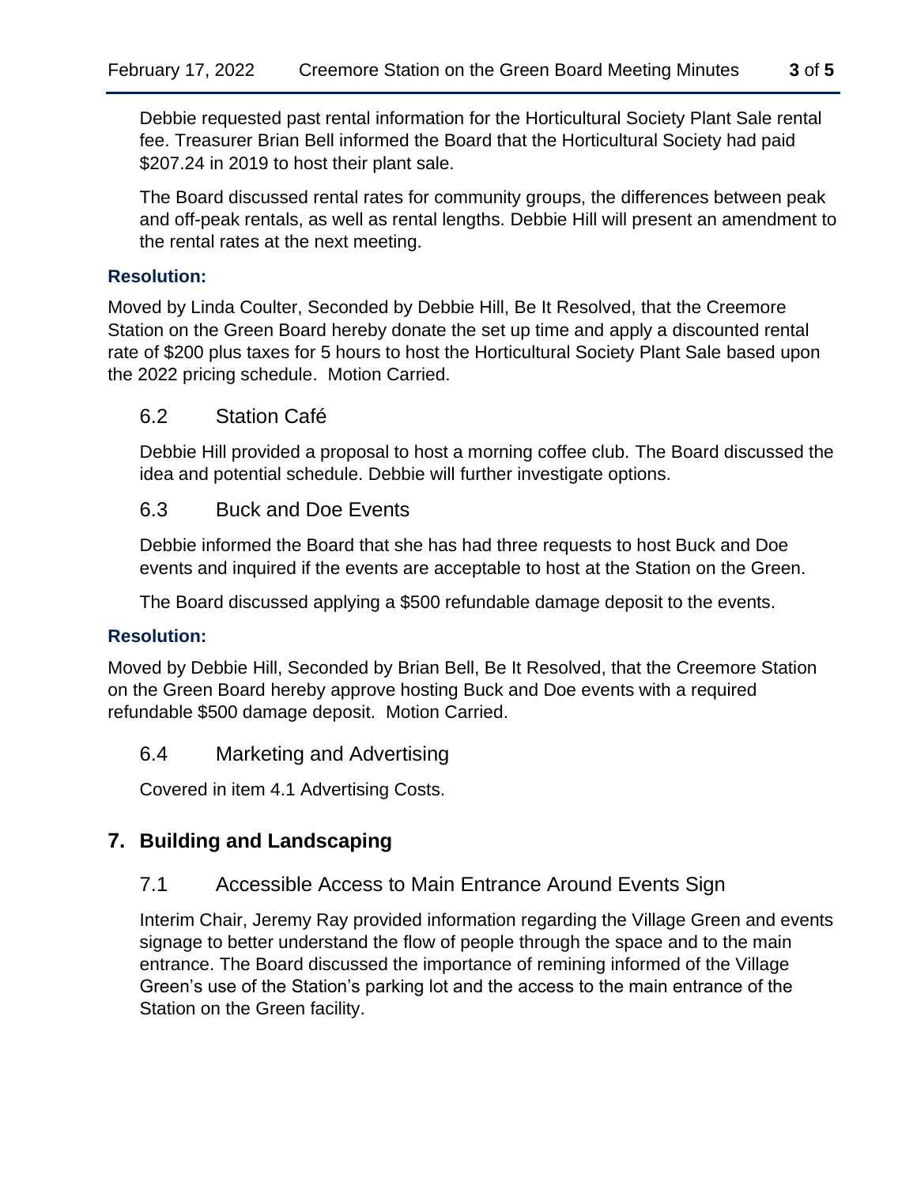Debbie requested past rental information for the Horticultural Society Plant Sale rental fee. Treasurer Brian Bell informed the Board that the Horticultural Society had paid $207.24 in 2019 to host their plant sale.

The Board discussed rental rates for community groups, the differences between peak and off-peak rentals, as well as rental lengths. Debbie Hill will present an amendment to the rental rates at the next meeting.

**Resolution:**

Moved by Linda Coulter, Seconded by Debbie Hill, Be It Resolved, that the Creemore Station on the Green Board hereby donate the set up time and apply a discounted rental rate of $200 plus taxes for 5 hours to host the Horticultural Society Plant Sale based upon the 2022 pricing schedule. Motion Carried.

### 6.2 Station Café

Debbie Hill provided a proposal to host a morning coffee club. The Board discussed the idea and potential schedule. Debbie will further investigate options.

### 6.3 Buck and Doe Events

Debbie informed the Board that she has had three requests to host Buck and Doe events and inquired if the events are acceptable to host at the Station on the Green.

The Board discussed applying a $500 refundable damage deposit to the events.

**Resolution:**

Moved by Debbie Hill, Seconded by Brian Bell, Be It Resolved, that the Creemore Station on the Green Board hereby approve hosting Buck and Doe events with a required refundable $500 damage deposit. Motion Carried.

### 6.4 Marketing and Advertising

Covered in item 4.1 Advertising Costs.

## 7. Building and Landscaping

### 7.1 Accessible Access to Main Entrance Around Events Sign

Interim Chair, Jeremy Ray provided information regarding the Village Green and events signage to better understand the flow of people through the space and to the main entrance. The Board discussed the importance of remining informed of the Village Green's use of the Station's parking lot and the access to the main entrance of the Station on the Green facility.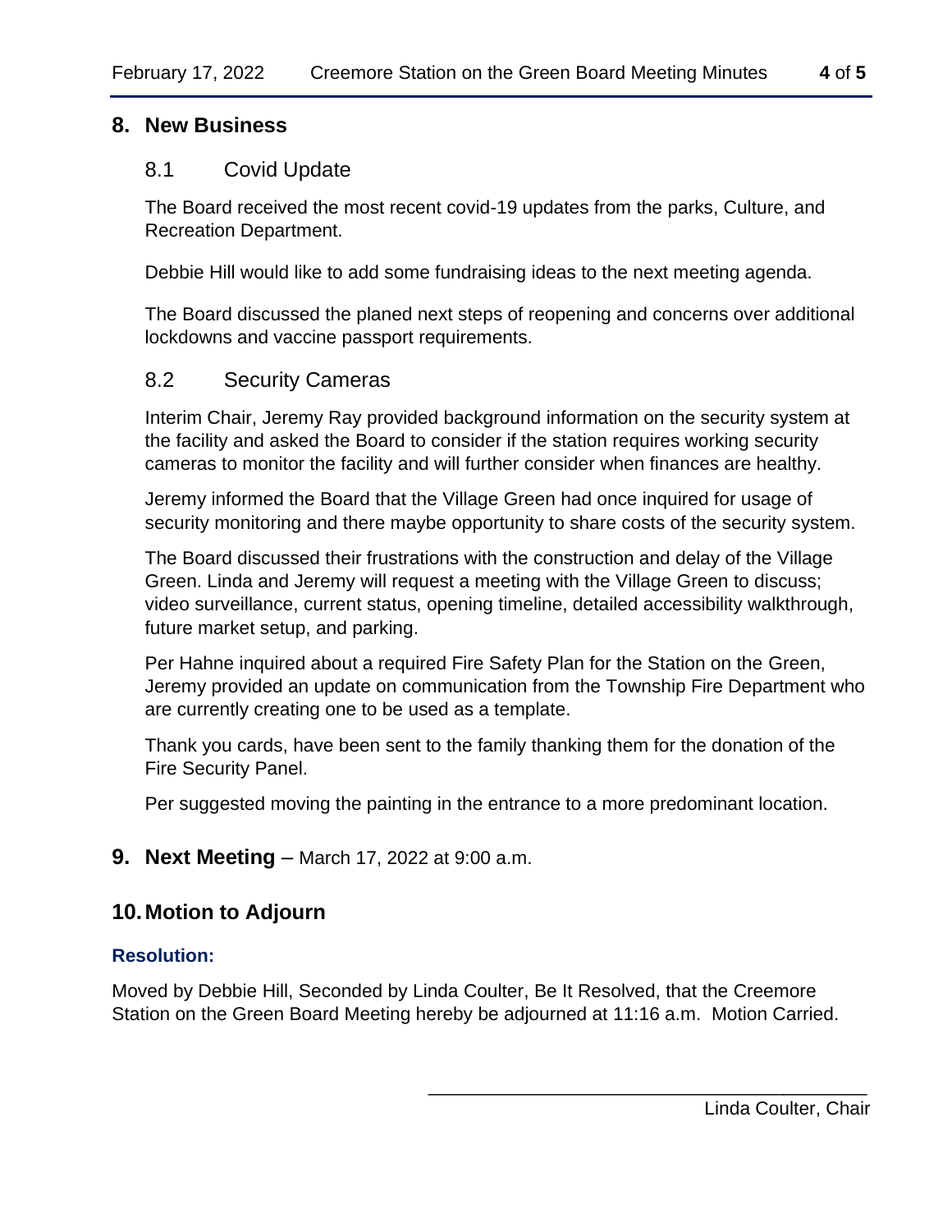## 8. New Business

### 8.1 Covid Update

The Board received the most recent covid-19 updates from the parks, Culture, and Recreation Department.

Debbie Hill would like to add some fundraising ideas to the next meeting agenda.

The Board discussed the planed next steps of reopening and concerns over additional lockdowns and vaccine passport requirements.

### 8.2 Security Cameras

Interim Chair, Jeremy Ray provided background information on the security system at the facility and asked the Board to consider if the station requires working security cameras to monitor the facility and will further consider when finances are healthy.

Jeremy informed the Board that the Village Green had once inquired for usage of security monitoring and there maybe opportunity to share costs of the security system.

The Board discussed their frustrations with the construction and delay of the Village Green. Linda and Jeremy will request a meeting with the Village Green to discuss; video surveillance, current status, opening timeline, detailed accessibility walkthrough, future market setup, and parking.

Per Hahne inquired about a required Fire Safety Plan for the Station on the Green, Jeremy provided an update on communication from the Township Fire Department who are currently creating one to be used as a template.

Thank you cards, have been sent to the family thanking them for the donation of the Fire Security Panel.

Per suggested moving the painting in the entrance to a more predominant location.

## 9. Next Meeting – March 17, 2022 at 9:00 a.m.

## 10. Motion to Adjourn

**Resolution:**

Moved by Debbie Hill, Seconded by Linda Coulter, Be It Resolved, that the Creemore Station on the Green Board Meeting hereby be adjourned at 11:16 a.m. Motion Carried.

\_\_\_\_\_\_\_\_\_\_\_\_\_\_\_\_\_\_\_\_\_\_\_\_\_\_\_\_\_\_\_\_\_\_\_\_\_\_\_\_

Linda Coulter, Chair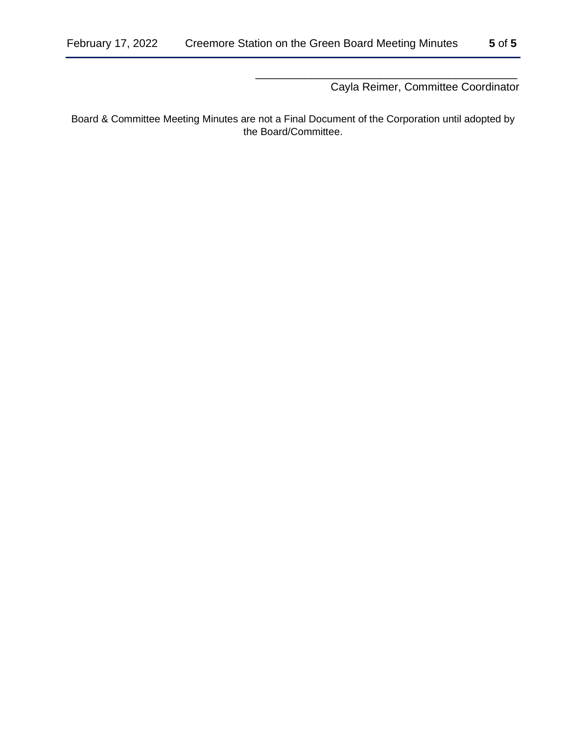\_\_\_\_\_\_\_\_\_\_\_\_\_\_\_\_\_\_\_\_\_\_\_\_\_\_\_\_\_\_\_\_\_\_\_\_\_\_\_\_\_\_\_

Cayla Reimer, Committee Coordinator

Board & Committee Meeting Minutes are not a Final Document of the Corporation until adopted by the Board/Committee.